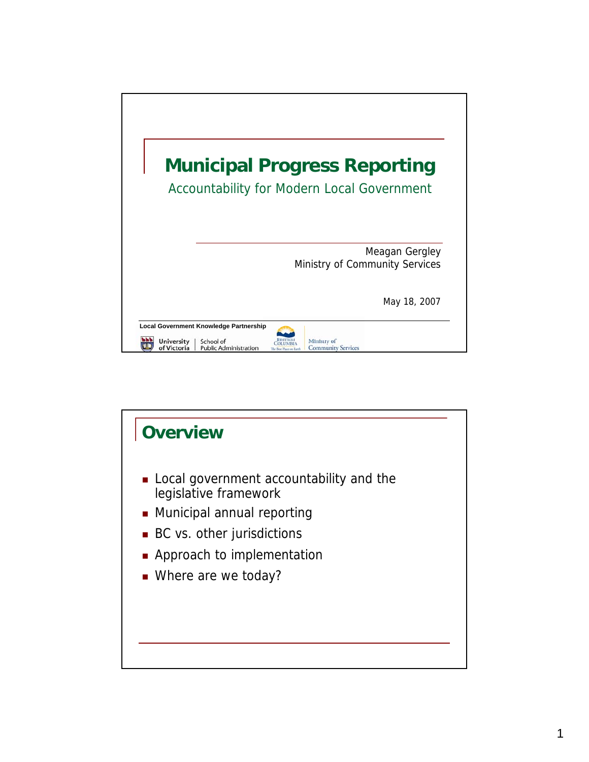# Municipal Progress Reporting

## Accountability for Modern Local Government

Meagan Gergley
Ministry of Community Services

May 18, 2007

Local Government Knowledge Partnership

University of Victoria | School of Public Administration

British Columbia — The Best Place on Earth | Ministry of Community Services

## Overview

- Local government accountability and the legislative framework
- Municipal annual reporting
- BC vs. other jurisdictions
- Approach to implementation
- Where are we today?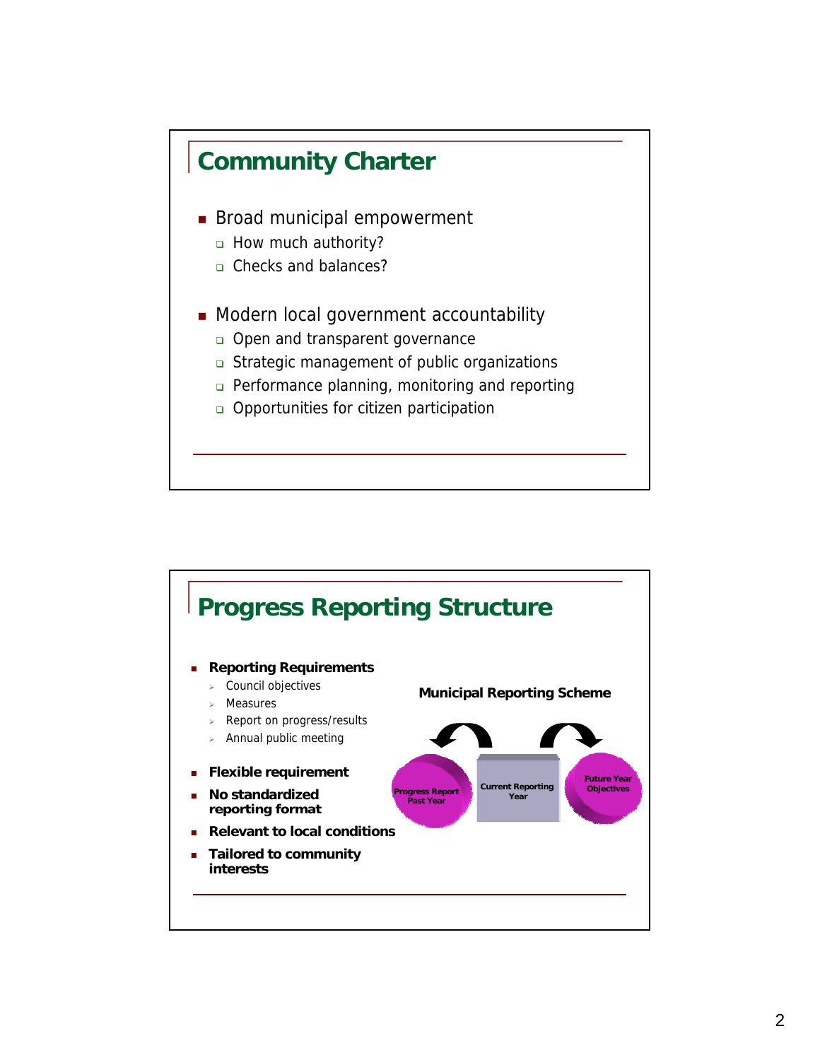## Community Charter

- Broad municipal empowerment
  - How much authority?
  - Checks and balances?
- Modern local government accountability
  - Open and transparent governance
  - Strategic management of public organizations
  - Performance planning, monitoring and reporting
  - Opportunities for citizen participation

## Progress Reporting Structure

- **Reporting Requirements**
  - Council objectives
  - Measures
  - Report on progress/results
  - Annual public meeting
- **Flexible requirement**
- **No standardized reporting format**
- **Relevant to local conditions**
- **Tailored to community interests**

**Municipal Reporting Scheme**

Progress Report Past Year | Current Reporting Year | Future Year Objectives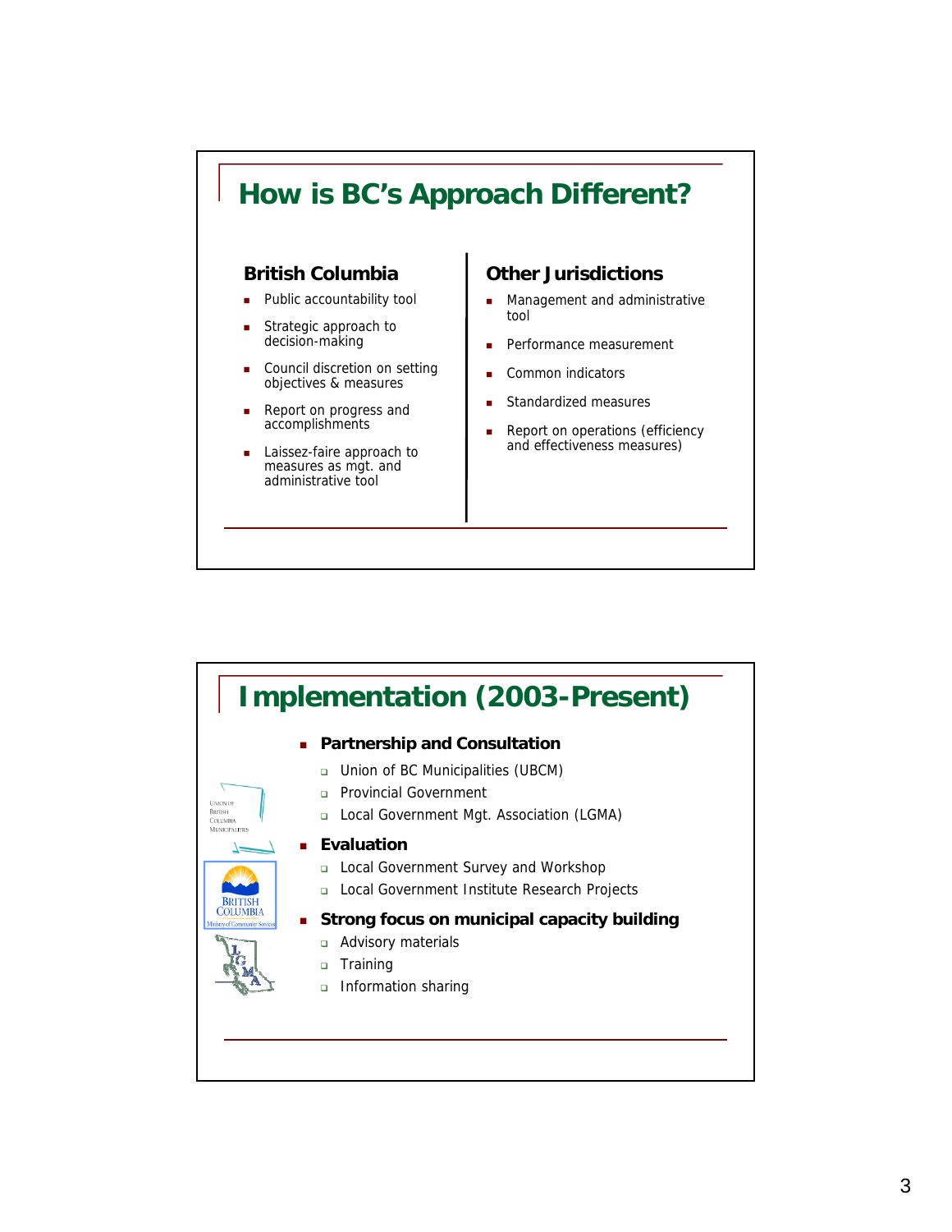## How is BC's Approach Different?

### British Columbia

- Public accountability tool
- Strategic approach to decision-making
- Council discretion on setting objectives & measures
- Report on progress and accomplishments
- Laissez-faire approach to measures as mgt. and administrative tool

### Other Jurisdictions

- Management and administrative tool
- Performance measurement
- Common indicators
- Standardized measures
- Report on operations (efficiency and effectiveness measures)

## Implementation (2003-Present)

- **Partnership and Consultation**
  - Union of BC Municipalities (UBCM)
  - Provincial Government
  - Local Government Mgt. Association (LGMA)
- **Evaluation**
  - Local Government Survey and Workshop
  - Local Government Institute Research Projects
- **Strong focus on municipal capacity building**
  - Advisory materials
  - Training
  - Information sharing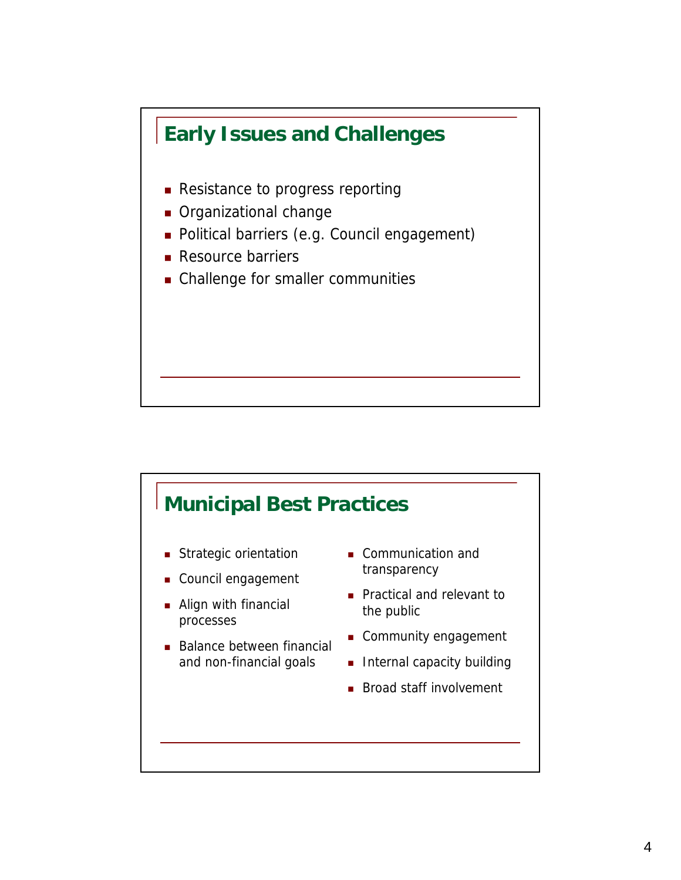## Early Issues and Challenges

- Resistance to progress reporting
- Organizational change
- Political barriers (e.g. Council engagement)
- Resource barriers
- Challenge for smaller communities

## Municipal Best Practices

- Strategic orientation
- Council engagement
- Align with financial processes
- Balance between financial and non-financial goals
- Communication and transparency
- Practical and relevant to the public
- Community engagement
- Internal capacity building
- Broad staff involvement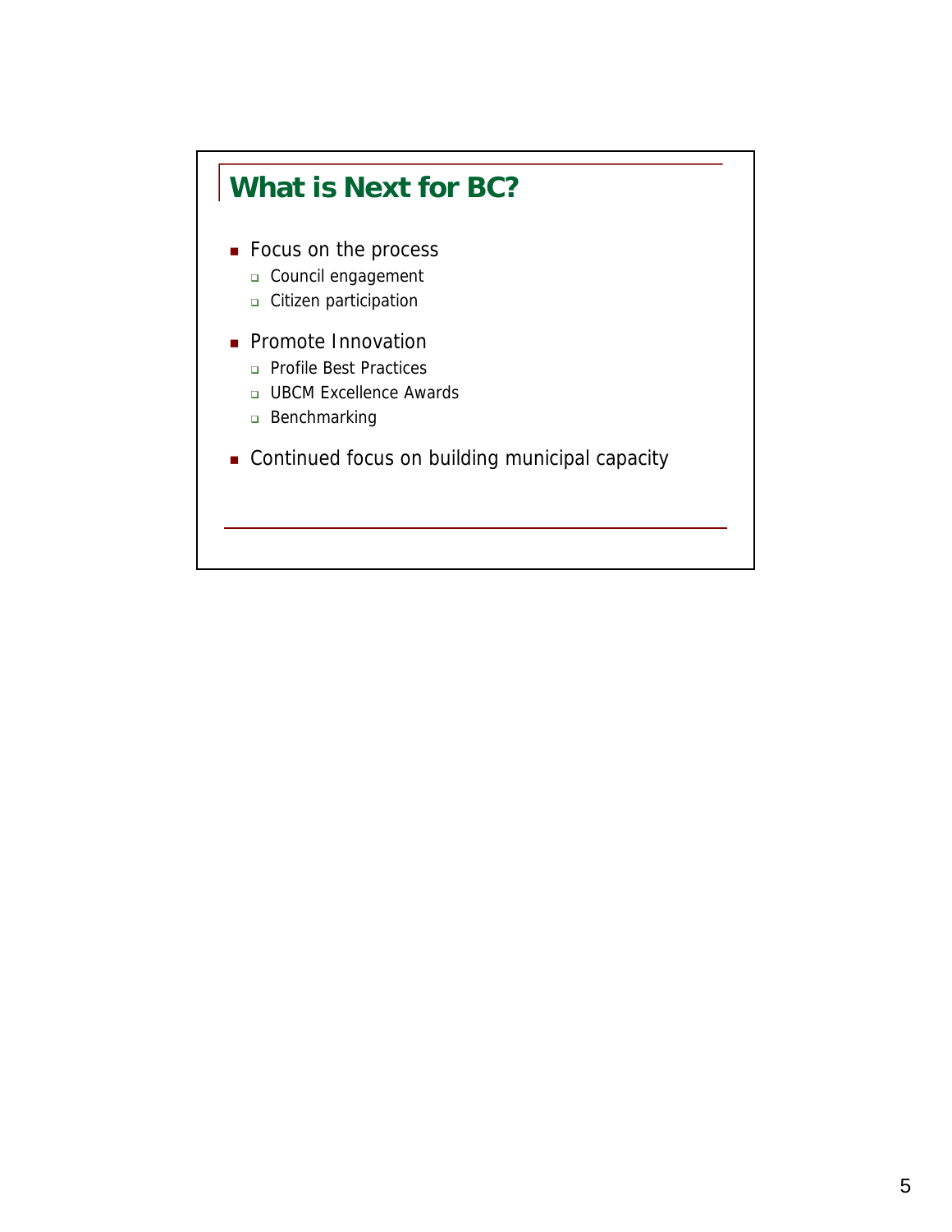## What is Next for BC?

- Focus on the process
  - Council engagement
  - Citizen participation
- Promote Innovation
  - Profile Best Practices
  - UBCM Excellence Awards
  - Benchmarking
- Continued focus on building municipal capacity